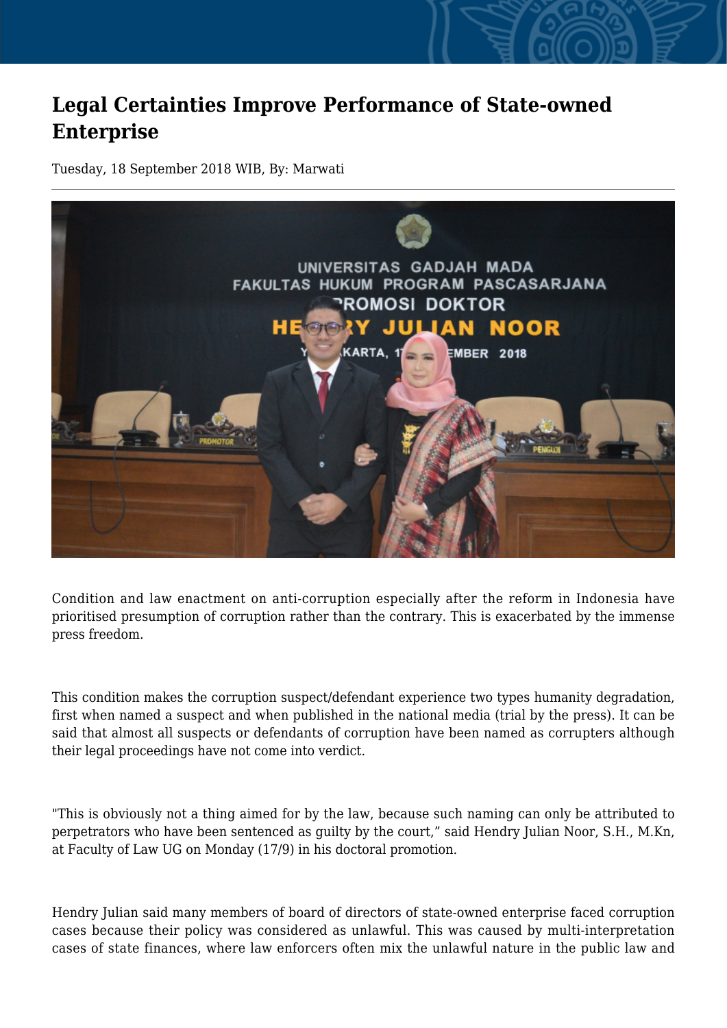# Legal Certainties Improve Performance of State-owned Enterprise

Tuesday, 18 September 2018 WIB, By: Marwati

Condition and law enactment on anti-corruption especially after the reform in Indonesia have prioritised presumption of corruption rather than the contrary. This is exacerbated by the immense press freedom.

This condition makes the corruption suspect/defendant experience two types humanity degradation, first when named a suspect and when published in the national media (trial by the press). It can be said that almost all suspects or defendants of corruption have been named as corrupters although their legal proceedings have not come into verdict.

"This is obviously not a thing aimed for by the law, because such naming can only be attributed to perpetrators who have been sentenced as guilty by the court," said Hendry Julian Noor, S.H., M.Kn, at Faculty of Law UG on Monday (17/9) in his doctoral promotion.

Hendry Julian said many members of board of directors of state-owned enterprise faced corruption cases because their policy was considered as unlawful. This was caused by multi-interpretation cases of state finances, where law enforcers often mix the unlawful nature in the public law and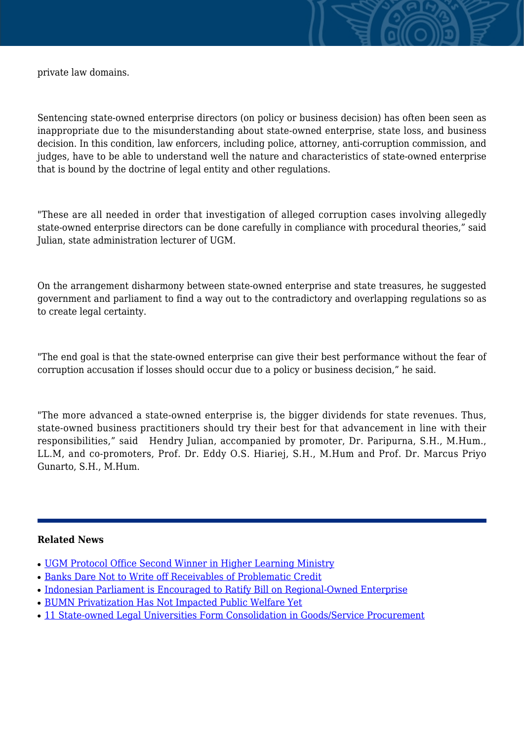private law domains.

Sentencing state-owned enterprise directors (on policy or business decision) has often been seen as inappropriate due to the misunderstanding about state-owned enterprise, state loss, and business decision. In this condition, law enforcers, including police, attorney, anti-corruption commission, and judges, have to be able to understand well the nature and characteristics of state-owned enterprise that is bound by the doctrine of legal entity and other regulations.

"These are all needed in order that investigation of alleged corruption cases involving allegedly state-owned enterprise directors can be done carefully in compliance with procedural theories," said Julian, state administration lecturer of UGM.

On the arrangement disharmony between state-owned enterprise and state treasures, he suggested government and parliament to find a way out to the contradictory and overlapping regulations so as to create legal certainty.

"The end goal is that the state-owned enterprise can give their best performance without the fear of corruption accusation if losses should occur due to a policy or business decision," he said.

"The more advanced a state-owned enterprise is, the bigger dividends for state revenues. Thus, state-owned business practitioners should try their best for that advancement in line with their responsibilities," said Hendry Julian, accompanied by promoter, Dr. Paripurna, S.H., M.Hum., LL.M, and co-promoters, Prof. Dr. Eddy O.S. Hiariej, S.H., M.Hum and Prof. Dr. Marcus Priyo Gunarto, S.H., M.Hum.

---

**Related News**

- UGM Protocol Office Second Winner in Higher Learning Ministry
- Banks Dare Not to Write off Receivables of Problematic Credit
- Indonesian Parliament is Encouraged to Ratify Bill on Regional-Owned Enterprise
- BUMN Privatization Has Not Impacted Public Welfare Yet
- 11 State-owned Legal Universities Form Consolidation in Goods/Service Procurement